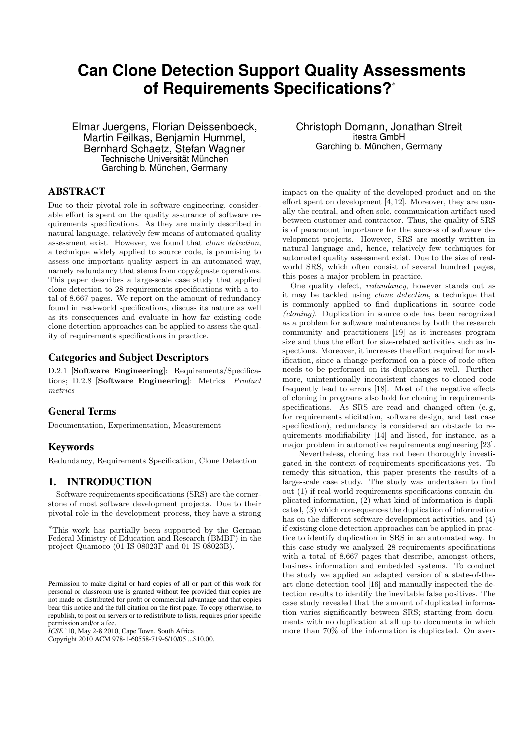# Can Clone Detection Support Quality Assessments of Requirements Specifications?*

Elmar Juergens, Florian Deissenboeck, Martin Feilkas, Benjamin Hummel, Bernhard Schaetz, Stefan Wagner
Technische Universität München
Garching b. München, Germany

Christoph Domann, Jonathan Streit
itestra GmbH
Garching b. München, Germany

## ABSTRACT

Due to their pivotal role in software engineering, considerable effort is spent on the quality assurance of software requirements specifications. As they are mainly described in natural language, relatively few means of automated quality assessment exist. However, we found that *clone detection*, a technique widely applied to source code, is promising to assess one important quality aspect in an automated way, namely redundancy that stems from copy&paste operations. This paper describes a large-scale case study that applied clone detection to 28 requirements specifications with a total of 8,667 pages. We report on the amount of redundancy found in real-world specifications, discuss its nature as well as its consequences and evaluate in how far existing code clone detection approaches can be applied to assess the quality of requirements specifications in practice.

## Categories and Subject Descriptors

D.2.1 [**Software Engineering**]: Requirements/Specifications; D.2.8 [**Software Engineering**]: Metrics—*Product metrics*

## General Terms

Documentation, Experimentation, Measurement

## Keywords

Redundancy, Requirements Specification, Clone Detection

## 1. INTRODUCTION

Software requirements specifications (SRS) are the cornerstone of most software development projects. Due to their pivotal role in the development process, they have a strong impact on the quality of the developed product and on the effort spent on development [4,12]. Moreover, they are usually the central, and often sole, communication artifact used between customer and contractor. Thus, the quality of SRS is of paramount importance for the success of software development projects. However, SRS are mostly written in natural language and, hence, relatively few techniques for automated quality assessment exist. Due to the size of real-world SRS, which often consist of several hundred pages, this poses a major problem in practice.

One quality defect, *redundancy*, however stands out as it may be tackled using *clone detection*, a technique that is commonly applied to find duplications in source code *(cloning)*. Duplication in source code has been recognized as a problem for software maintenance by both the research community and practitioners [19] as it increases program size and thus the effort for size-related activities such as inspections. Moreover, it increases the effort required for modification, since a change performed on a piece of code often needs to be performed on its duplicates as well. Furthermore, unintentionally inconsistent changes to cloned code frequently lead to errors [18]. Most of the negative effects of cloning in programs also hold for cloning in requirements specifications. As SRS are read and changed often (e. g, for requirements elicitation, software design, and test case specification), redundancy is considered an obstacle to requirements modifiability [14] and listed, for instance, as a major problem in automotive requirements engineering [23].

Nevertheless, cloning has not been thoroughly investigated in the context of requirements specifications yet. To remedy this situation, this paper presents the results of a large-scale case study. The study was undertaken to find out (1) if real-world requirements specifications contain duplicated information, (2) what kind of information is duplicated, (3) which consequences the duplication of information has on the different software development activities, and (4) if existing clone detection approaches can be applied in practice to identify duplication in SRS in an automated way. In this case study we analyzed 28 requirements specifications with a total of 8,667 pages that describe, amongst others, business information and embedded systems. To conduct the study we applied an adapted version of a state-of-the-art clone detection tool [16] and manually inspected the detection results to identify the inevitable false positives. The case study revealed that the amount of duplicated information varies significantly between SRS; starting from documents with no duplication at all up to documents in which more than 70% of the information is duplicated. On aver-

*This work has partially been supported by the German Federal Ministry of Education and Research (BMBF) in the project Quamoco (01 IS 08023F and 01 IS 08023B).

Permission to make digital or hard copies of all or part of this work for personal or classroom use is granted without fee provided that copies are not made or distributed for profit or commercial advantage and that copies bear this notice and the full citation on the first page. To copy otherwise, to republish, to post on servers or to redistribute to lists, requires prior specific permission and/or a fee.
*ICSE* '10, May 2-8 2010, Cape Town, South Africa
Copyright 2010 ACM 978-1-60558-719-6/10/05 ...$10.00.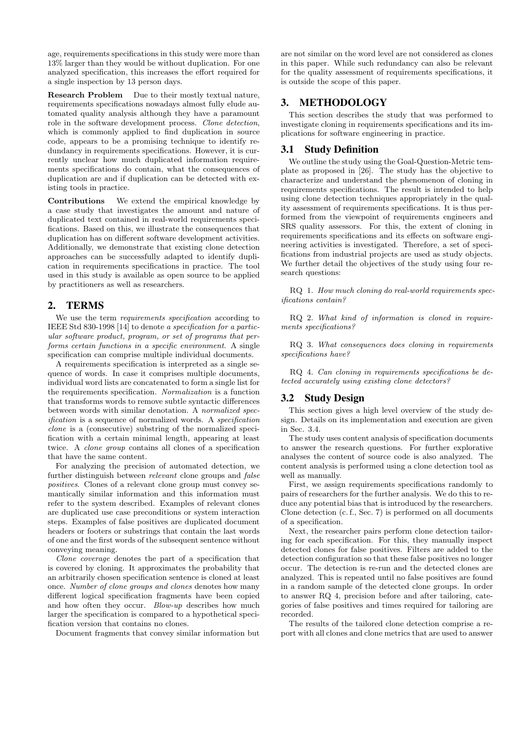age, requirements specifications in this study were more than 13% larger than they would be without duplication. For one analyzed specification, this increases the effort required for a single inspection by 13 person days.

**Research Problem** Due to their mostly textual nature, requirements specifications nowadays almost fully elude automated quality analysis although they have a paramount role in the software development process. *Clone detection*, which is commonly applied to find duplication in source code, appears to be a promising technique to identify redundancy in requirements specifications. However, it is currently unclear how much duplicated information requirements specifications do contain, what the consequences of duplication are and if duplication can be detected with existing tools in practice.

**Contributions** We extend the empirical knowledge by a case study that investigates the amount and nature of duplicated text contained in real-world requirements specifications. Based on this, we illustrate the consequences that duplication has on different software development activities. Additionally, we demonstrate that existing clone detection approaches can be successfully adapted to identify duplication in requirements specifications in practice. The tool used in this study is available as open source to be applied by practitioners as well as researchers.

## 2. TERMS

We use the term *requirements specification* according to IEEE Std 830-1998 [14] to denote *a specification for a particular software product, program, or set of programs that performs certain functions in a specific environment*. A single specification can comprise multiple individual documents.

A requirements specification is interpreted as a single sequence of words. In case it comprises multiple documents, individual word lists are concatenated to form a single list for the requirements specification. *Normalization* is a function that transforms words to remove subtle syntactic differences between words with similar denotation. A *normalized specification* is a sequence of normalized words. A *specification clone* is a (consecutive) substring of the normalized specification with a certain minimal length, appearing at least twice. A *clone group* contains all clones of a specification that have the same content.

For analyzing the precision of automated detection, we further distinguish between *relevant* clone groups and *false positives*. Clones of a relevant clone group must convey semantically similar information and this information must refer to the system described. Examples of relevant clones are duplicated use case preconditions or system interaction steps. Examples of false positives are duplicated document headers or footers or substrings that contain the last words of one and the first words of the subsequent sentence without conveying meaning.

*Clone coverage* denotes the part of a specification that is covered by cloning. It approximates the probability that an arbitrarily chosen specification sentence is cloned at least once. *Number of clone groups and clones* denotes how many different logical specification fragments have been copied and how often they occur. *Blow-up* describes how much larger the specification is compared to a hypothetical specification version that contains no clones.

Document fragments that convey similar information but are not similar on the word level are not considered as clones in this paper. While such redundancy can also be relevant for the quality assessment of requirements specifications, it is outside the scope of this paper.

## 3. METHODOLOGY

This section describes the study that was performed to investigate cloning in requirements specifications and its implications for software engineering in practice.

### 3.1 Study Definition

We outline the study using the Goal-Question-Metric template as proposed in [26]. The study has the objective to characterize and understand the phenomenon of cloning in requirements specifications. The result is intended to help using clone detection techniques appropriately in the quality assessment of requirements specifications. It is thus performed from the viewpoint of requirements engineers and SRS quality assessors. For this, the extent of cloning in requirements specifications and its effects on software engineering activities is investigated. Therefore, a set of specifications from industrial projects are used as study objects. We further detail the objectives of the study using four research questions:

RQ 1. *How much cloning do real-world requirements specifications contain?*

RQ 2. *What kind of information is cloned in requirements specifications?*

RQ 3. *What consequences does cloning in requirements specifications have?*

RQ 4. *Can cloning in requirements specifications be detected accurately using existing clone detectors?*

### 3.2 Study Design

This section gives a high level overview of the study design. Details on its implementation and execution are given in Sec. 3.4.

The study uses content analysis of specification documents to answer the research questions. For further explorative analyses the content of source code is also analyzed. The content analysis is performed using a clone detection tool as well as manually.

First, we assign requirements specifications randomly to pairs of researchers for the further analysis. We do this to reduce any potential bias that is introduced by the researchers. Clone detection (c. f., Sec. 7) is performed on all documents of a specification.

Next, the researcher pairs perform clone detection tailoring for each specification. For this, they manually inspect detected clones for false positives. Filters are added to the detection configuration so that these false positives no longer occur. The detection is re-run and the detected clones are analyzed. This is repeated until no false positives are found in a random sample of the detected clone groups. In order to answer RQ 4, precision before and after tailoring, categories of false positives and times required for tailoring are recorded.

The results of the tailored clone detection comprise a report with all clones and clone metrics that are used to answer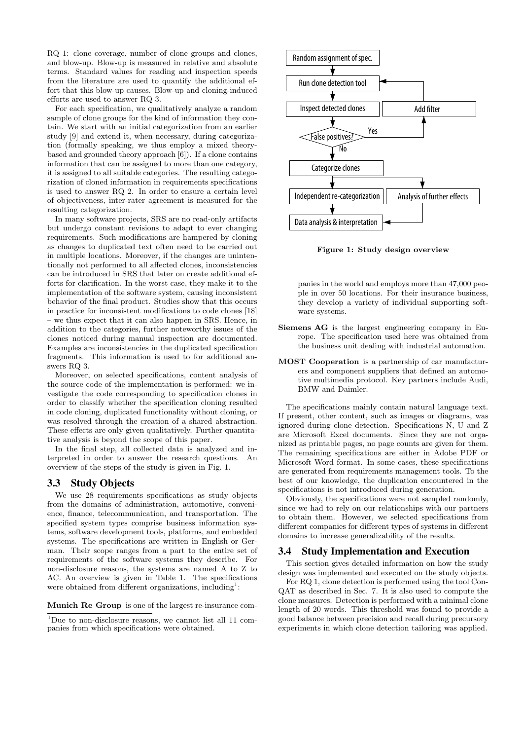RQ 1: clone coverage, number of clone groups and clones, and blow-up. Blow-up is measured in relative and absolute terms. Standard values for reading and inspection speeds from the literature are used to quantify the additional effort that this blow-up causes. Blow-up and cloning-induced efforts are used to answer RQ 3.

For each specification, we qualitatively analyze a random sample of clone groups for the kind of information they contain. We start with an initial categorization from an earlier study [9] and extend it, when necessary, during categorization (formally speaking, we thus employ a mixed theory-based and grounded theory approach [6]). If a clone contains information that can be assigned to more than one category, it is assigned to all suitable categories. The resulting categorization of cloned information in requirements specifications is used to answer RQ 2. In order to ensure a certain level of objectiveness, inter-rater agreement is measured for the resulting categorization.

In many software projects, SRS are no read-only artifacts but undergo constant revisions to adapt to ever changing requirements. Such modifications are hampered by cloning as changes to duplicated text often need to be carried out in multiple locations. Moreover, if the changes are unintentionally not performed to all affected clones, inconsistencies can be introduced in SRS that later on create additional efforts for clarification. In the worst case, they make it to the implementation of the software system, causing inconsistent behavior of the final product. Studies show that this occurs in practice for inconsistent modifications to code clones [18] – we thus expect that it can also happen in SRS. Hence, in addition to the categories, further noteworthy issues of the clones noticed during manual inspection are documented. Examples are inconsistencies in the duplicated specification fragments. This information is used to for additional answers RQ 3.

Moreover, on selected specifications, content analysis of the source code of the implementation is performed: we investigate the code corresponding to specification clones in order to classify whether the specification cloning resulted in code cloning, duplicated functionality without cloning, or was resolved through the creation of a shared abstraction. These effects are only given qualitatively. Further quantitative analysis is beyond the scope of this paper.

In the final step, all collected data is analyzed and interpreted in order to answer the research questions. An overview of the steps of the study is given in Fig. 1.

Random assignment of spec. → Run clone detection tool → Inspect detected clones → False positives? (Yes → Add filter → Run clone detection tool; No → Categorize clones) → Independent re-categorization / Analysis of further effects → Data analysis & interpretation

**Figure 1: Study design overview**

## 3.3 Study Objects

We use 28 requirements specifications as study objects from the domains of administration, automotive, convenience, finance, telecommunication, and transportation. The specified system types comprise business information systems, software development tools, platforms, and embedded systems. The specifications are written in English or German. Their scope ranges from a part to the entire set of requirements of the software systems they describe. For non-disclosure reasons, the systems are named A to Z to AC. An overview is given in Table 1. The specifications were obtained from different organizations, including[1]:

**Munich Re Group** is one of the largest re-insurance companies in the world and employs more than 47,000 people in over 50 locations. For their insurance business, they develop a variety of individual supporting software systems.

**Siemens AG** is the largest engineering company in Europe. The specification used here was obtained from the business unit dealing with industrial automation.

**MOST Cooperation** is a partnership of car manufacturers and component suppliers that defined an automotive multimedia protocol. Key partners include Audi, BMW and Daimler.

The specifications mainly contain natural language text. If present, other content, such as images or diagrams, was ignored during clone detection. Specifications N, U and Z are Microsoft Excel documents. Since they are not organized as printable pages, no page counts are given for them. The remaining specifications are either in Adobe PDF or Microsoft Word format. In some cases, these specifications are generated from requirements management tools. To the best of our knowledge, the duplication encountered in the specifications is not introduced during generation.

Obviously, the specifications were not sampled randomly, since we had to rely on our relationships with our partners to obtain them. However, we selected specifications from different companies for different types of systems in different domains to increase generalizability of the results.

## 3.4 Study Implementation and Execution

This section gives detailed information on how the study design was implemented and executed on the study objects.

For RQ 1, clone detection is performed using the tool ConQAT as described in Sec. 7. It is also used to compute the clone measures. Detection is performed with a minimal clone length of 20 words. This threshold was found to provide a good balance between precision and recall during precursory experiments in which clone detection tailoring was applied.

[1] Due to non-disclosure reasons, we cannot list all 11 companies from which specifications were obtained.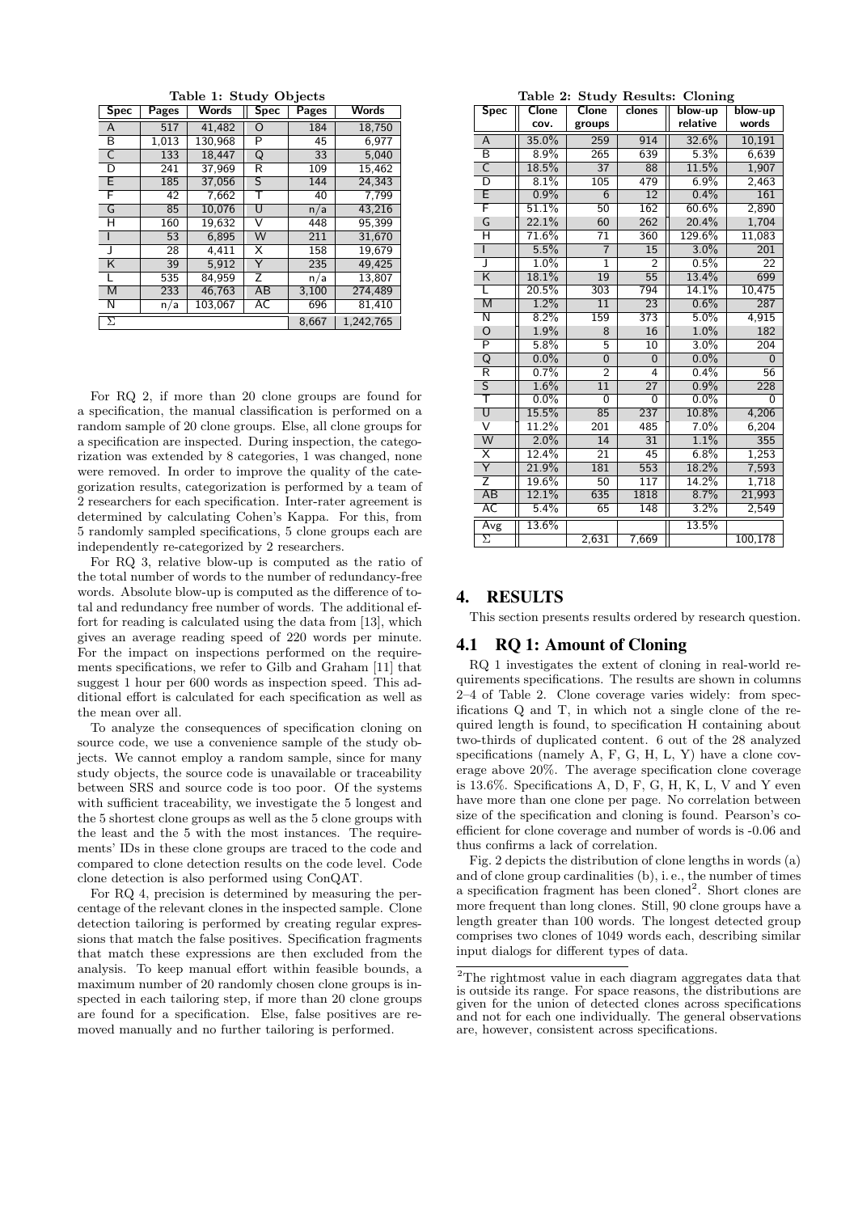**Table 1: Study Objects**

| Spec | Pages | Words | Spec | Pages | Words |
|---|---|---|---|---|---|
| A | 517 | 41,482 | O | 184 | 18,750 |
| B | 1,013 | 130,968 | P | 45 | 6,977 |
| C | 133 | 18,447 | Q | 33 | 5,040 |
| D | 241 | 37,969 | R | 109 | 15,462 |
| E | 185 | 37,056 | S | 144 | 24,343 |
| F | 42 | 7,662 | T | 40 | 7,799 |
| G | 85 | 10,076 | U | n/a | 43,216 |
| H | 160 | 19,632 | V | 448 | 95,399 |
| I | 53 | 6,895 | W | 211 | 31,670 |
| J | 28 | 4,411 | X | 158 | 19,679 |
| K | 39 | 5,912 | Y | 235 | 49,425 |
| L | 535 | 84,959 | Z | n/a | 13,807 |
| M | 233 | 46,763 | AB | 3,100 | 274,489 |
| N | n/a | 103,067 | AC | 696 | 81,410 |
| Σ | | | | 8,667 | 1,242,765 |

For RQ 2, if more than 20 clone groups are found for a specification, the manual classification is performed on a random sample of 20 clone groups. Else, all clone groups for a specification are inspected. During inspection, the categorization was extended by 8 categories, 1 was changed, none were removed. In order to improve the quality of the categorization results, categorization is performed by a team of 2 researchers for each specification. Inter-rater agreement is determined by calculating Cohen's Kappa. For this, from 5 randomly sampled specifications, 5 clone groups each are independently re-categorized by 2 researchers.

For RQ 3, relative blow-up is computed as the ratio of the total number of words to the number of redundancy-free words. Absolute blow-up is computed as the difference of total and redundancy free number of words. The additional effort for reading is calculated using the data from [13], which gives an average reading speed of 220 words per minute. For the impact on inspections performed on the requirements specifications, we refer to Gilb and Graham [11] that suggest 1 hour per 600 words as inspection speed. This additional effort is calculated for each specification as well as the mean over all.

To analyze the consequences of specification cloning on source code, we use a convenience sample of the study objects. We cannot employ a random sample, since for many study objects, the source code is unavailable or traceability between SRS and source code is too poor. Of the systems with sufficient traceability, we investigate the 5 longest and the 5 shortest clone groups as well as the 5 clone groups with the least and the 5 with the most instances. The requirements' IDs in these clone groups are traced to the code and compared to clone detection results on the code level. Code clone detection is also performed using ConQAT.

For RQ 4, precision is determined by measuring the percentage of the relevant clones in the inspected sample. Clone detection tailoring is performed by creating regular expressions that match the false positives. Specification fragments that match these expressions are then excluded from the analysis. To keep manual effort within feasible bounds, a maximum number of 20 randomly chosen clone groups is inspected in each tailoring step, if more than 20 clone groups are found for a specification. Else, false positives are removed manually and no further tailoring is performed.

**Table 2: Study Results: Cloning**

| Spec | Clone cov. | Clone groups | clones | blow-up relative | blow-up words |
|---|---|---|---|---|---|
| A | 35.0% | 259 | 914 | 32.6% | 10,191 |
| B | 8.9% | 265 | 639 | 5.3% | 6,639 |
| C | 18.5% | 37 | 88 | 11.5% | 1,907 |
| D | 8.1% | 105 | 479 | 6.9% | 2,463 |
| E | 0.9% | 6 | 12 | 0.4% | 161 |
| F | 51.1% | 50 | 162 | 60.6% | 2,890 |
| G | 22.1% | 60 | 262 | 20.4% | 1,704 |
| H | 71.6% | 71 | 360 | 129.6% | 11,083 |
| I | 5.5% | 7 | 15 | 3.0% | 201 |
| J | 1.0% | 1 | 2 | 0.5% | 22 |
| K | 18.1% | 19 | 55 | 13.4% | 699 |
| L | 20.5% | 303 | 794 | 14.1% | 10,475 |
| M | 1.2% | 11 | 23 | 0.6% | 287 |
| N | 8.2% | 159 | 373 | 5.0% | 4,915 |
| O | 1.9% | 8 | 16 | 1.0% | 182 |
| P | 5.8% | 5 | 10 | 3.0% | 204 |
| Q | 0.0% | 0 | 0 | 0.0% | 0 |
| R | 0.7% | 2 | 4 | 0.4% | 56 |
| S | 1.6% | 11 | 27 | 0.9% | 228 |
| T | 0.0% | 0 | 0 | 0.0% | 0 |
| U | 15.5% | 85 | 237 | 10.8% | 4,206 |
| V | 11.2% | 201 | 485 | 7.0% | 6,204 |
| W | 2.0% | 14 | 31 | 1.1% | 355 |
| X | 12.4% | 21 | 45 | 6.8% | 1,253 |
| Y | 21.9% | 181 | 553 | 18.2% | 7,593 |
| Z | 19.6% | 50 | 117 | 14.2% | 1,718 |
| AB | 12.1% | 635 | 1818 | 8.7% | 21,993 |
| AC | 5.4% | 65 | 148 | 3.2% | 2,549 |
| Avg | 13.6% | | | 13.5% | |
| Σ | | 2,631 | 7,669 | | 100,178 |

## 4. RESULTS

This section presents results ordered by research question.

### 4.1 RQ 1: Amount of Cloning

RQ 1 investigates the extent of cloning in real-world requirements specifications. The results are shown in columns 2–4 of Table 2. Clone coverage varies widely: from specifications Q and T, in which not a single clone of the required length is found, to specification H containing about two-thirds of duplicated content. 6 out of the 28 analyzed specifications (namely A, F, G, H, L, Y) have a clone coverage above 20%. The average specification clone coverage is 13.6%. Specifications A, D, F, G, H, K, L, V and Y even have more than one clone per page. No correlation between size of the specification and cloning is found. Pearson's coefficient for clone coverage and number of words is -0.06 and thus confirms a lack of correlation.

Fig. 2 depicts the distribution of clone lengths in words (a) and of clone group cardinalities (b), i. e., the number of times a specification fragment has been cloned[2]. Short clones are more frequent than long clones. Still, 90 clone groups have a length greater than 100 words. The longest detected group comprises two clones of 1049 words each, describing similar input dialogs for different types of data.

[2] The rightmost value in each diagram aggregates data that is outside its range. For space reasons, the distributions are given for the union of detected clones across specifications and not for each one individually. The general observations are, however, consistent across specifications.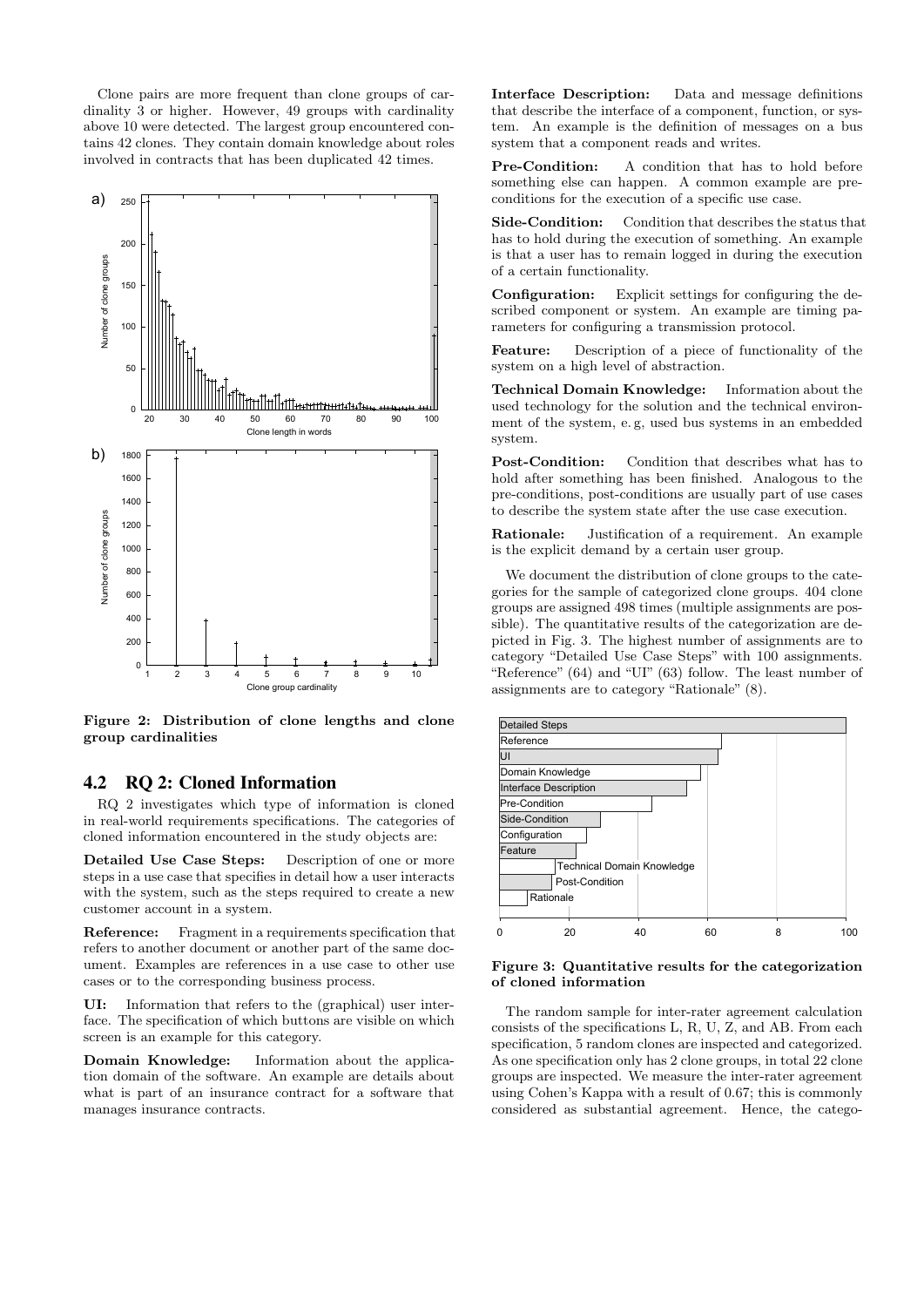Clone pairs are more frequent than clone groups of cardinality 3 or higher. However, 49 groups with cardinality above 10 were detected. The largest group encountered contains 42 clones. They contain domain knowledge about roles involved in contracts that has been duplicated 42 times.

**Figure 2: Distribution of clone lengths and clone group cardinalities**

## 4.2 RQ 2: Cloned Information

RQ 2 investigates which type of information is cloned in real-world requirements specifications. The categories of cloned information encountered in the study objects are:

**Detailed Use Case Steps:** Description of one or more steps in a use case that specifies in detail how a user interacts with the system, such as the steps required to create a new customer account in a system.

**Reference:** Fragment in a requirements specification that refers to another document or another part of the same document. Examples are references in a use case to other use cases or to the corresponding business process.

**UI:** Information that refers to the (graphical) user interface. The specification of which buttons are visible on which screen is an example for this category.

**Domain Knowledge:** Information about the application domain of the software. An example are details about what is part of an insurance contract for a software that manages insurance contracts.

**Interface Description:** Data and message definitions that describe the interface of a component, function, or system. An example is the definition of messages on a bus system that a component reads and writes.

**Pre-Condition:** A condition that has to hold before something else can happen. A common example are preconditions for the execution of a specific use case.

**Side-Condition:** Condition that describes the status that has to hold during the execution of something. An example is that a user has to remain logged in during the execution of a certain functionality.

**Configuration:** Explicit settings for configuring the described component or system. An example are timing parameters for configuring a transmission protocol.

**Feature:** Description of a piece of functionality of the system on a high level of abstraction.

**Technical Domain Knowledge:** Information about the used technology for the solution and the technical environment of the system, e. g, used bus systems in an embedded system.

**Post-Condition:** Condition that describes what has to hold after something has been finished. Analogous to the pre-conditions, post-conditions are usually part of use cases to describe the system state after the use case execution.

**Rationale:** Justification of a requirement. An example is the explicit demand by a certain user group.

We document the distribution of clone groups to the categories for the sample of categorized clone groups. 404 clone groups are assigned 498 times (multiple assignments are possible). The quantitative results of the categorization are depicted in Fig. 3. The highest number of assignments are to category "Detailed Use Case Steps" with 100 assignments. "Reference" (64) and "UI" (63) follow. The least number of assignments are to category "Rationale" (8).

**Figure 3: Quantitative results for the categorization of cloned information**

The random sample for inter-rater agreement calculation consists of the specifications L, R, U, Z, and AB. From each specification, 5 random clones are inspected and categorized. As one specification only has 2 clone groups, in total 22 clone groups are inspected. We measure the inter-rater agreement using Cohen's Kappa with a result of 0.67; this is commonly considered as substantial agreement. Hence, the catego-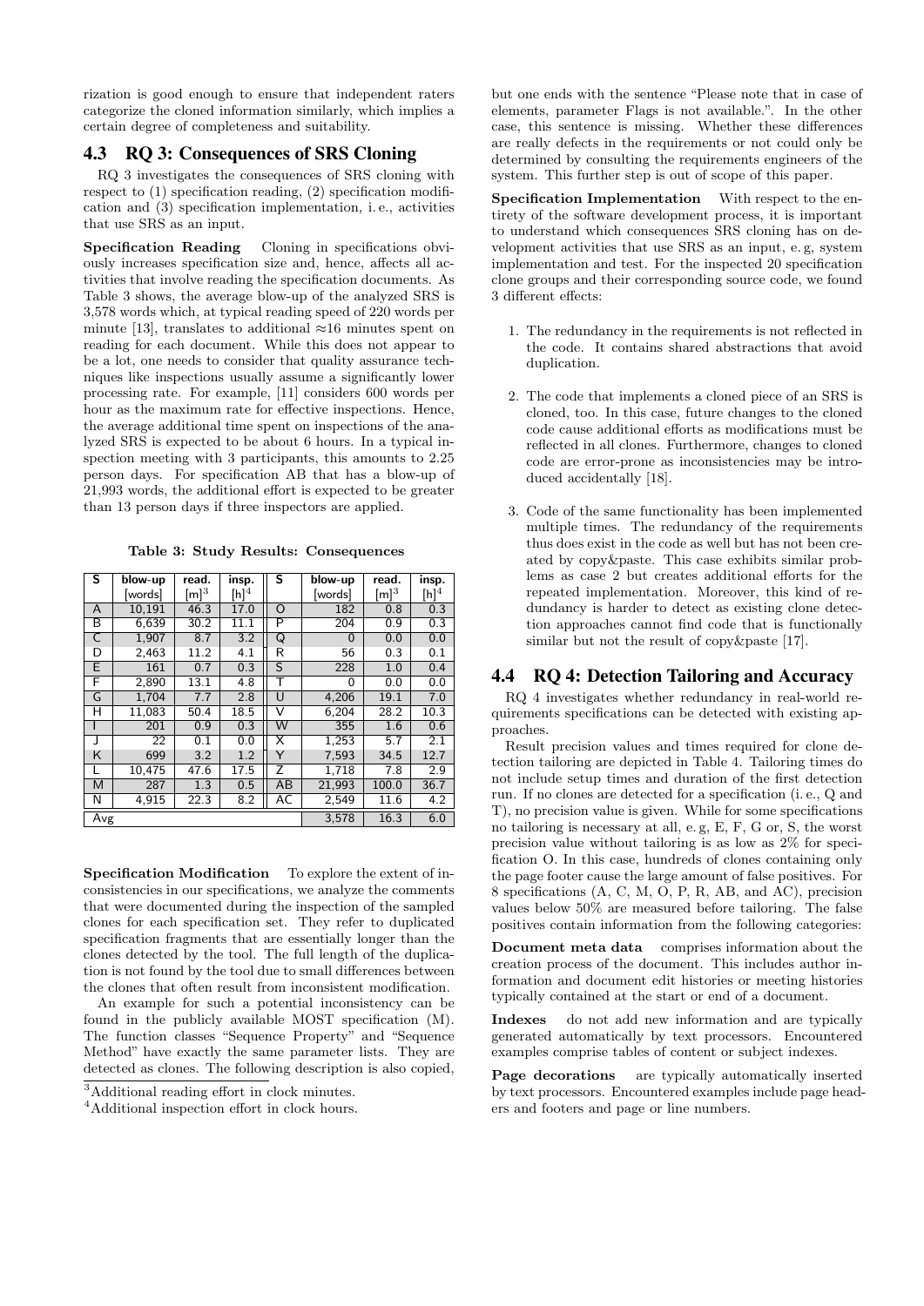rization is good enough to ensure that independent raters categorize the cloned information similarly, which implies a certain degree of completeness and suitability.

## 4.3 RQ 3: Consequences of SRS Cloning

RQ 3 investigates the consequences of SRS cloning with respect to (1) specification reading, (2) specification modification and (3) specification implementation, i. e., activities that use SRS as an input.

**Specification Reading** Cloning in specifications obviously increases specification size and, hence, affects all activities that involve reading the specification documents. As Table 3 shows, the average blow-up of the analyzed SRS is 3,578 words which, at typical reading speed of 220 words per minute [13], translates to additional ≈16 minutes spent on reading for each document. While this does not appear to be a lot, one needs to consider that quality assurance techniques like inspections usually assume a significantly lower processing rate. For example, [11] considers 600 words per hour as the maximum rate for effective inspections. Hence, the average additional time spent on inspections of the analyzed SRS is expected to be about 6 hours. In a typical inspection meeting with 3 participants, this amounts to 2.25 person days. For specification AB that has a blow-up of 21,993 words, the additional effort is expected to be greater than 13 person days if three inspectors are applied.

**Table 3: Study Results: Consequences**

| S | blow-up [words] | read. [m][3] | insp. [h][4] | S | blow-up [words] | read. [m][3] | insp. [h][4] |
|---|---|---|---|---|---|---|---|
| A | 10,191 | 46.3 | 17.0 | O | 182 | 0.8 | 0.3 |
| B | 6,639 | 30.2 | 11.1 | P | 204 | 0.9 | 0.3 |
| C | 1,907 | 8.7 | 3.2 | Q | 0 | 0.0 | 0.0 |
| D | 2,463 | 11.2 | 4.1 | R | 56 | 0.3 | 0.1 |
| E | 161 | 0.7 | 0.3 | S | 228 | 1.0 | 0.4 |
| F | 2,890 | 13.1 | 4.8 | T | 0 | 0.0 | 0.0 |
| G | 1,704 | 7.7 | 2.8 | U | 4,206 | 19.1 | 7.0 |
| H | 11,083 | 50.4 | 18.5 | V | 6,204 | 28.2 | 10.3 |
| I | 201 | 0.9 | 0.3 | W | 355 | 1.6 | 0.6 |
| J | 22 | 0.1 | 0.0 | X | 1,253 | 5.7 | 2.1 |
| K | 699 | 3.2 | 1.2 | Y | 7,593 | 34.5 | 12.7 |
| L | 10,475 | 47.6 | 17.5 | Z | 1,718 | 7.8 | 2.9 |
| M | 287 | 1.3 | 0.5 | AB | 21,993 | 100.0 | 36.7 |
| N | 4,915 | 22.3 | 8.2 | AC | 2,549 | 11.6 | 4.2 |
| Avg | | | | | 3,578 | 16.3 | 6.0 |

**Specification Modification** To explore the extent of inconsistencies in our specifications, we analyze the comments that were documented during the inspection of the sampled clones for each specification set. They refer to duplicated specification fragments that are essentially longer than the clones detected by the tool. The full length of the duplication is not found by the tool due to small differences between the clones that often result from inconsistent modification.

An example for such a potential inconsistency can be found in the publicly available MOST specification (M). The function classes "Sequence Property" and "Sequence Method" have exactly the same parameter lists. They are detected as clones. The following description is also copied, but one ends with the sentence "Please note that in case of elements, parameter Flags is not available.". In the other case, this sentence is missing. Whether these differences are really defects in the requirements or not could only be determined by consulting the requirements engineers of the system. This further step is out of scope of this paper.

**Specification Implementation** With respect to the entirety of the software development process, it is important to understand which consequences SRS cloning has on development activities that use SRS as an input, e. g, system implementation and test. For the inspected 20 specification clone groups and their corresponding source code, we found 3 different effects:

1. The redundancy in the requirements is not reflected in the code. It contains shared abstractions that avoid duplication.
2. The code that implements a cloned piece of an SRS is cloned, too. In this case, future changes to the cloned code cause additional efforts as modifications must be reflected in all clones. Furthermore, changes to cloned code are error-prone as inconsistencies may be introduced accidentally [18].
3. Code of the same functionality has been implemented multiple times. The redundancy of the requirements thus does exist in the code as well but has not been created by copy&paste. This case exhibits similar problems as case 2 but creates additional efforts for the repeated implementation. Moreover, this kind of redundancy is harder to detect as existing clone detection approaches cannot find code that is functionally similar but not the result of copy&paste [17].

## 4.4 RQ 4: Detection Tailoring and Accuracy

RQ 4 investigates whether redundancy in real-world requirements specifications can be detected with existing approaches.

Result precision values and times required for clone detection tailoring are depicted in Table 4. Tailoring times do not include setup times and duration of the first detection run. If no clones are detected for a specification (i. e., Q and T), no precision value is given. While for some specifications no tailoring is necessary at all, e. g, E, F, G or, S, the worst precision value without tailoring is as low as 2% for specification O. In this case, hundreds of clones containing only the page footer cause the large amount of false positives. For 8 specifications (A, C, M, O, P, R, AB, and AC), precision values below 50% are measured before tailoring. The false positives contain information from the following categories:

**Document meta data** comprises information about the creation process of the document. This includes author information and document edit histories or meeting histories typically contained at the start or end of a document.

**Indexes** do not add new information and are typically generated automatically by text processors. Encountered examples comprise tables of content or subject indexes.

**Page decorations** are typically automatically inserted by text processors. Encountered examples include page headers and footers and page or line numbers.

[3] Additional reading effort in clock minutes.

[4] Additional inspection effort in clock hours.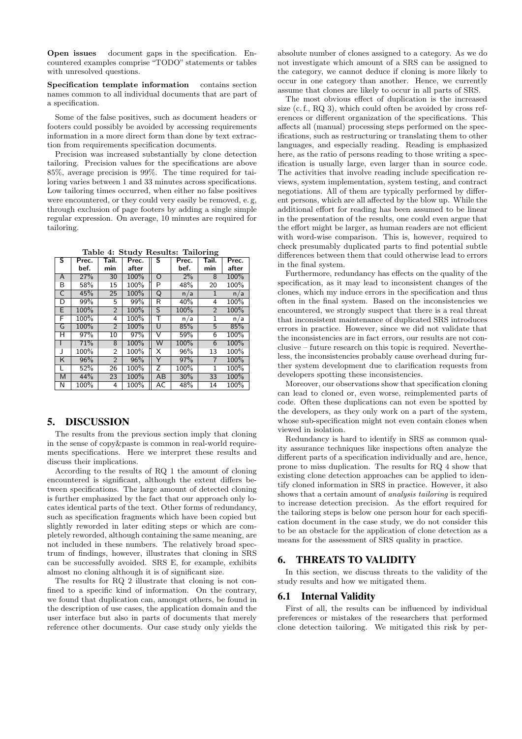**Open issues** document gaps in the specification. Encountered examples comprise "TODO" statements or tables with unresolved questions.

**Specification template information** contains section names common to all individual documents that are part of a specification.

Some of the false positives, such as document headers or footers could possibly be avoided by accessing requirements information in a more direct form than done by text extraction from requirements specification documents.

Precision was increased substantially by clone detection tailoring. Precision values for the specifications are above 85%, average precision is 99%. The time required for tailoring varies between 1 and 33 minutes across specifications. Low tailoring times occurred, when either no false positives were encountered, or they could very easily be removed, e. g, through exclusion of page footers by adding a single simple regular expression. On average, 10 minutes are required for tailoring.

**Table 4: Study Results: Tailoring**

| S | Prec. bef. | Tail. min | Prec. after | S | Prec. bef. | Tail. min | Prec. after |
|---|---|---|---|---|---|---|---|
| A | 27% | 30 | 100% | O | 2% | 8 | 100% |
| B | 58% | 15 | 100% | P | 48% | 20 | 100% |
| C | 45% | 25 | 100% | Q | n/a | 1 | n/a |
| D | 99% | 5 | 99% | R | 40% | 4 | 100% |
| E | 100% | 2 | 100% | S | 100% | 2 | 100% |
| F | 100% | 4 | 100% | T | n/a | 1 | n/a |
| G | 100% | 2 | 100% | U | 85% | 5 | 85% |
| H | 97% | 10 | 97% | V | 59% | 6 | 100% |
| I | 71% | 8 | 100% | W | 100% | 6 | 100% |
| J | 100% | 2 | 100% | X | 96% | 13 | 100% |
| K | 96% | 2 | 96% | Y | 97% | 7 | 100% |
| L | 52% | 26 | 100% | Z | 100% | 1 | 100% |
| M | 44% | 23 | 100% | AB | 30% | 33 | 100% |
| N | 100% | 4 | 100% | AC | 48% | 14 | 100% |

## 5. DISCUSSION

The results from the previous section imply that cloning in the sense of copy&paste is common in real-world requirements specifications. Here we interpret these results and discuss their implications.

According to the results of RQ 1 the amount of cloning encountered is significant, although the extent differs between specifications. The large amount of detected cloning is further emphasized by the fact that our approach only locates identical parts of the text. Other forms of redundancy, such as specification fragments which have been copied but slightly reworded in later editing steps or which are completely reworded, although containing the same meaning, are not included in these numbers. The relatively broad spectrum of findings, however, illustrates that cloning in SRS can be successfully avoided. SRS E, for example, exhibits almost no cloning although it is of significant size.

The results for RQ 2 illustrate that cloning is not confined to a specific kind of information. On the contrary, we found that duplication can, amongst others, be found in the description of use cases, the application domain and the user interface but also in parts of documents that merely reference other documents. Our case study only yields the absolute number of clones assigned to a category. As we do not investigate which amount of a SRS can be assigned to the category, we cannot deduce if cloning is more likely to occur in one category than another. Hence, we currently assume that clones are likely to occur in all parts of SRS.

The most obvious effect of duplication is the increased size (c. f., RQ 3), which could often be avoided by cross references or different organization of the specifications. This affects all (manual) processing steps performed on the specifications, such as restructuring or translating them to other languages, and especially reading. Reading is emphasized here, as the ratio of persons reading to those writing a specification is usually large, even larger than in source code. The activities that involve reading include specification reviews, system implementation, system testing, and contract negotiations. All of them are typically performed by different persons, which are all affected by the blow up. While the additional effort for reading has been assumed to be linear in the presentation of the results, one could even argue that the effort might be larger, as human readers are not efficient with word-wise comparison. This is, however, required to check presumably duplicated parts to find potential subtle differences between them that could otherwise lead to errors in the final system.

Furthermore, redundancy has effects on the quality of the specification, as it may lead to inconsistent changes of the clones, which my induce errors in the specification and thus often in the final system. Based on the inconsistencies we encountered, we strongly suspect that there is a real threat that inconsistent maintenance of duplicated SRS introduces errors in practice. However, since we did not validate that the inconsistencies are in fact errors, our results are not conclusive – future research on this topic is required. Nevertheless, the inconsistencies probably cause overhead during further system development due to clarification requests from developers spotting these inconsistencies.

Moreover, our observations show that specification cloning can lead to cloned or, even worse, reimplemented parts of code. Often these duplications can not even be spotted by the developers, as they only work on a part of the system, whose sub-specification might not even contain clones when viewed in isolation.

Redundancy is hard to identify in SRS as common quality assurance techniques like inspections often analyze the different parts of a specification individually and are, hence, prone to miss duplication. The results for RQ 4 show that existing clone detection approaches can be applied to identify cloned information in SRS in practice. However, it also shows that a certain amount of *analysis tailoring* is required to increase detection precision. As the effort required for the tailoring steps is below one person hour for each specification document in the case study, we do not consider this to be an obstacle for the application of clone detection as a means for the assessment of SRS quality in practice.

## 6. THREATS TO VALIDITY

In this section, we discuss threats to the validity of the study results and how we mitigated them.

### 6.1 Internal Validity

First of all, the results can be influenced by individual preferences or mistakes of the researchers that performed clone detection tailoring. We mitigated this risk by per-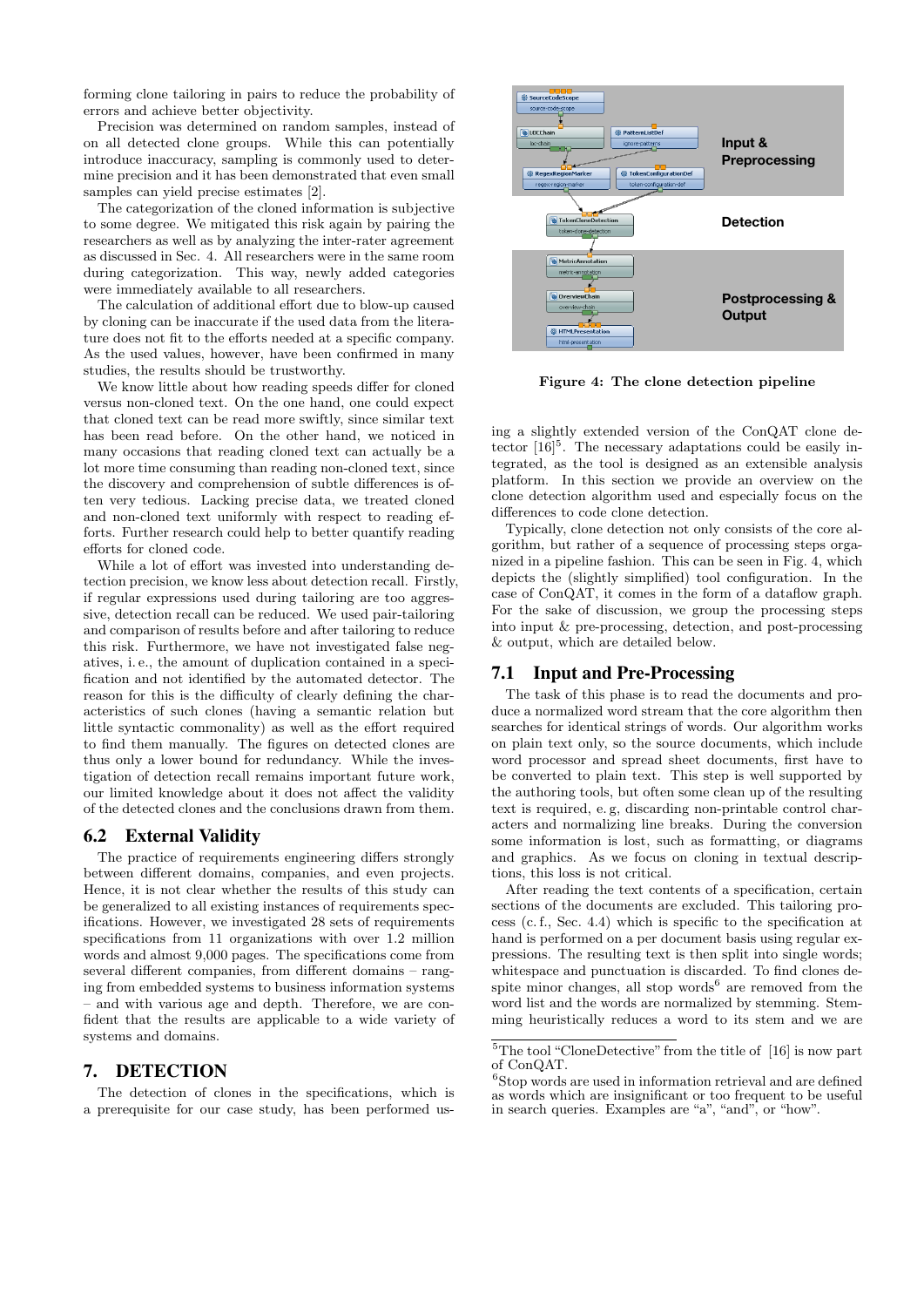forming clone tailoring in pairs to reduce the probability of errors and achieve better objectivity.

Precision was determined on random samples, instead of on all detected clone groups. While this can potentially introduce inaccuracy, sampling is commonly used to determine precision and it has been demonstrated that even small samples can yield precise estimates [2].

The categorization of the cloned information is subjective to some degree. We mitigated this risk again by pairing the researchers as well as by analyzing the inter-rater agreement as discussed in Sec. 4. All researchers were in the same room during categorization. This way, newly added categories were immediately available to all researchers.

The calculation of additional effort due to blow-up caused by cloning can be inaccurate if the used data from the literature does not fit to the efforts needed at a specific company. As the used values, however, have been confirmed in many studies, the results should be trustworthy.

We know little about how reading speeds differ for cloned versus non-cloned text. On the one hand, one could expect that cloned text can be read more swiftly, since similar text has been read before. On the other hand, we noticed in many occasions that reading cloned text can actually be a lot more time consuming than reading non-cloned text, since the discovery and comprehension of subtle differences is often very tedious. Lacking precise data, we treated cloned and non-cloned text uniformly with respect to reading efforts. Further research could help to better quantify reading efforts for cloned code.

While a lot of effort was invested into understanding detection precision, we know less about detection recall. Firstly, if regular expressions used during tailoring are too aggressive, detection recall can be reduced. We used pair-tailoring and comparison of results before and after tailoring to reduce this risk. Furthermore, we have not investigated false negatives, i. e., the amount of duplication contained in a specification and not identified by the automated detector. The reason for this is the difficulty of clearly defining the characteristics of such clones (having a semantic relation but little syntactic commonality) as well as the effort required to find them manually. The figures on detected clones are thus only a lower bound for redundancy. While the investigation of detection recall remains important future work, our limited knowledge about it does not affect the validity of the detected clones and the conclusions drawn from them.

## 6.2 External Validity

The practice of requirements engineering differs strongly between different domains, companies, and even projects. Hence, it is not clear whether the results of this study can be generalized to all existing instances of requirements specifications. However, we investigated 28 sets of requirements specifications from 11 organizations with over 1.2 million words and almost 9,000 pages. The specifications come from several different companies, from different domains – ranging from embedded systems to business information systems – and with various age and depth. Therefore, we are confident that the results are applicable to a wide variety of systems and domains.

# 7. DETECTION

The detection of clones in the specifications, which is a prerequisite for our case study, has been performed using a slightly extended version of the ConQAT clone detector [16][5]. The necessary adaptations could be easily integrated, as the tool is designed as an extensible analysis platform. In this section we provide an overview on the clone detection algorithm used and especially focus on the differences to code clone detection.

Typically, clone detection not only consists of the core algorithm, but rather of a sequence of processing steps organized in a pipeline fashion. This can be seen in Fig. 4, which depicts the (slightly simplified) tool configuration. In the case of ConQAT, it comes in the form of a dataflow graph. For the sake of discussion, we group the processing steps into input & pre-processing, detection, and post-processing & output, which are detailed below.

**Figure 4: The clone detection pipeline**

## 7.1 Input and Pre-Processing

The task of this phase is to read the documents and produce a normalized word stream that the core algorithm then searches for identical strings of words. Our algorithm works on plain text only, so the source documents, which include word processor and spread sheet documents, first have to be converted to plain text. This step is well supported by the authoring tools, but often some clean up of the resulting text is required, e. g, discarding non-printable control characters and normalizing line breaks. During the conversion some information is lost, such as formatting, or diagrams and graphics. As we focus on cloning in textual descriptions, this loss is not critical.

After reading the text contents of a specification, certain sections of the documents are excluded. This tailoring process (c. f., Sec. 4.4) which is specific to the specification at hand is performed on a per document basis using regular expressions. The resulting text is then split into single words; whitespace and punctuation is discarded. To find clones despite minor changes, all stop words[6] are removed from the word list and the words are normalized by stemming. Stemming heuristically reduces a word to its stem and we are

[5] The tool "CloneDetective" from the title of [16] is now part of ConQAT.

[6] Stop words are used in information retrieval and are defined as words which are insignificant or too frequent to be useful in search queries. Examples are "a", "and", or "how".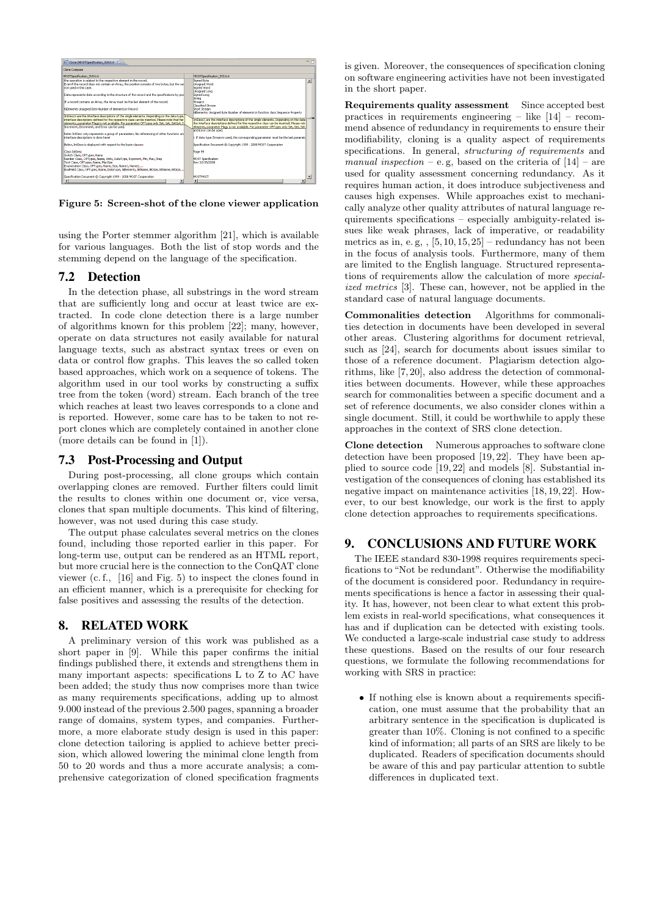Figure 5: Screen-shot of the clone viewer application

using the Porter stemmer algorithm [21], which is available for various languages. Both the list of stop words and the stemming depend on the language of the specification.

## 7.2 Detection

In the detection phase, all substrings in the word stream that are sufficiently long and occur at least twice are extracted. In code clone detection there is a large number of algorithms known for this problem [22]; many, however, operate on data structures not easily available for natural language texts, such as abstract syntax trees or even on data or control flow graphs. This leaves the so called token based approaches, which work on a sequence of tokens. The algorithm used in our tool works by constructing a suffix tree from the token (word) stream. Each branch of the tree which reaches at least two leaves corresponds to a clone and is reported. However, some care has to be taken to not report clones which are completely contained in another clone (more details can be found in [1]).

## 7.3 Post-Processing and Output

During post-processing, all clone groups which contain overlapping clones are removed. Further filters could limit the results to clones within one document or, vice versa, clones that span multiple documents. This kind of filtering, however, was not used during this case study.

The output phase calculates several metrics on the clones found, including those reported earlier in this paper. For long-term use, output can be rendered as an HTML report, but more crucial here is the connection to the ConQAT clone viewer (c. f., [16] and Fig. 5) to inspect the clones found in an efficient manner, which is a prerequisite for checking for false positives and assessing the results of the detection.

# 8. RELATED WORK

A preliminary version of this work was published as a short paper in [9]. While this paper confirms the initial findings published there, it extends and strengthens them in many important aspects: specifications L to Z to AC have been added; the study thus now comprises more than twice as many requirements specifications, adding up to almost 9.000 instead of the previous 2.500 pages, spanning a broader range of domains, system types, and companies. Furthermore, a more elaborate study design is used in this paper: clone detection tailoring is applied to achieve better precision, which allowed lowering the minimal clone length from 50 to 20 words and thus a more accurate analysis; a comprehensive categorization of cloned specification fragments is given. Moreover, the consequences of specification cloning on software engineering activities have not been investigated in the short paper.

**Requirements quality assessment** Since accepted best practices in requirements engineering – like [14] – recommend absence of redundancy in requirements to ensure their modifiability, cloning is a quality aspect of requirements specifications. In general, *structuring of requirements* and *manual inspection* – e. g, based on the criteria of [14] – are used for quality assessment concerning redundancy. As it requires human action, it does introduce subjectiveness and causes high expenses. While approaches exist to mechanically analyze other quality attributes of natural language requirements specifications – especially ambiguity-related issues like weak phrases, lack of imperative, or readability metrics as in, e. g, , [5, 10, 15, 25] – redundancy has not been in the focus of analysis tools. Furthermore, many of them are limited to the English language. Structured representations of requirements allow the calculation of more *specialized metrics* [3]. These can, however, not be applied in the standard case of natural language documents.

**Commonalities detection** Algorithms for commonalities detection in documents have been developed in several other areas. Clustering algorithms for document retrieval, such as [24], search for documents about issues similar to those of a reference document. Plagiarism detection algorithms, like [7, 20], also address the detection of commonalities between documents. However, while these approaches search for commonalities between a specific document and a set of reference documents, we also consider clones within a single document. Still, it could be worthwhile to apply these approaches in the context of SRS clone detection.

**Clone detection** Numerous approaches to software clone detection have been proposed [19, 22]. They have been applied to source code [19, 22] and models [8]. Substantial investigation of the consequences of cloning has established its negative impact on maintenance activities [18, 19, 22]. However, to our best knowledge, our work is the first to apply clone detection approaches to requirements specifications.

# 9. CONCLUSIONS AND FUTURE WORK

The IEEE standard 830-1998 requires requirements specifications to "Not be redundant". Otherwise the modifiability of the document is considered poor. Redundancy in requirements specifications is hence a factor in assessing their quality. It has, however, not been clear to what extent this problem exists in real-world specifications, what consequences it has and if duplication can be detected with existing tools. We conducted a large-scale industrial case study to address these questions. Based on the results of our four research questions, we formulate the following recommendations for working with SRS in practice:

- If nothing else is known about a requirements specification, one must assume that the probability that an arbitrary sentence in the specification is duplicated is greater than 10%. Cloning is not confined to a specific kind of information; all parts of an SRS are likely to be duplicated. Readers of specification documents should be aware of this and pay particular attention to subtle differences in duplicated text.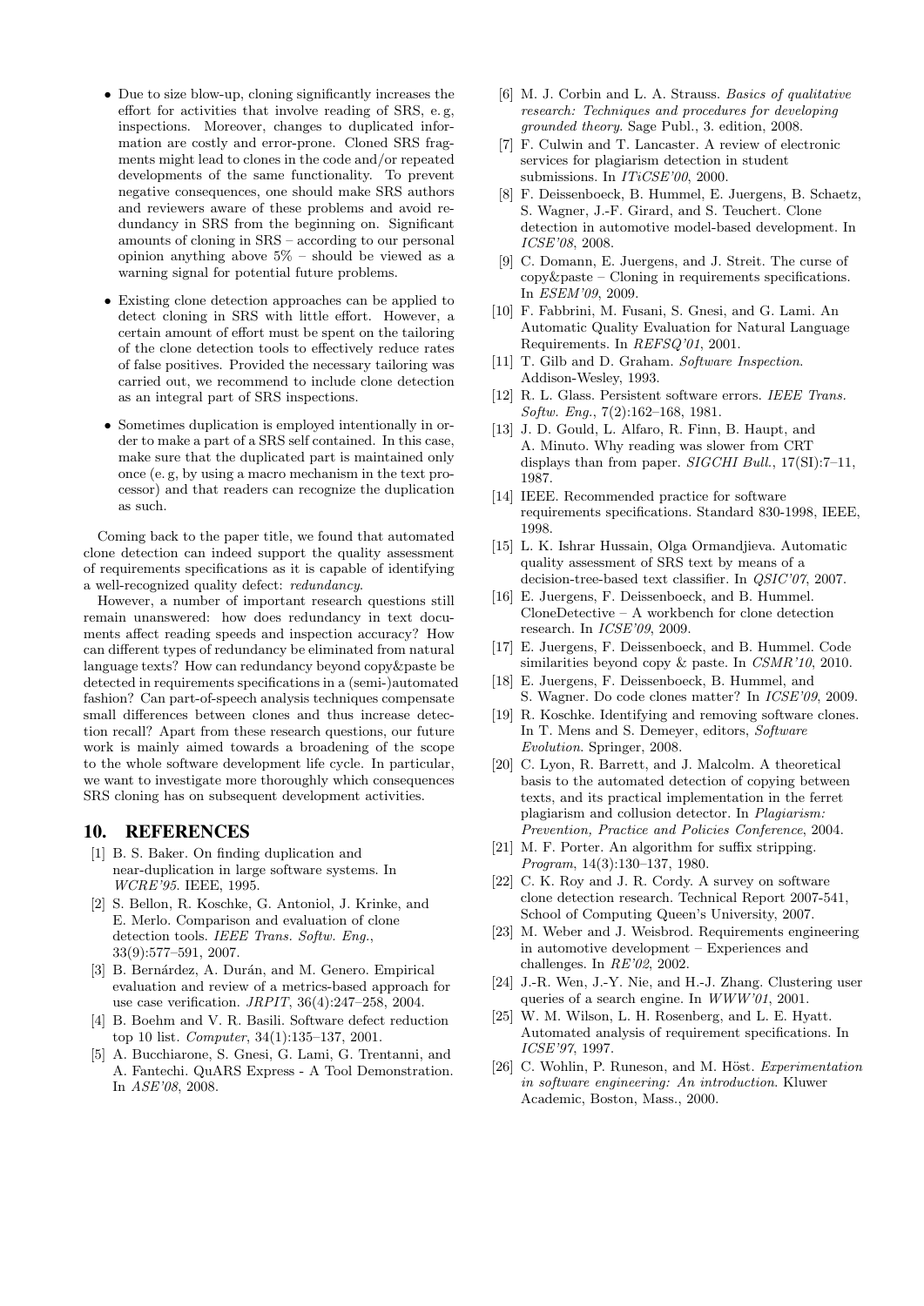- Due to size blow-up, cloning significantly increases the effort for activities that involve reading of SRS, e. g, inspections. Moreover, changes to duplicated information are costly and error-prone. Cloned SRS fragments might lead to clones in the code and/or repeated developments of the same functionality. To prevent negative consequences, one should make SRS authors and reviewers aware of these problems and avoid redundancy in SRS from the beginning on. Significant amounts of cloning in SRS – according to our personal opinion anything above 5% – should be viewed as a warning signal for potential future problems.
- Existing clone detection approaches can be applied to detect cloning in SRS with little effort. However, a certain amount of effort must be spent on the tailoring of the clone detection tools to effectively reduce rates of false positives. Provided the necessary tailoring was carried out, we recommend to include clone detection as an integral part of SRS inspections.
- Sometimes duplication is employed intentionally in order to make a part of a SRS self contained. In this case, make sure that the duplicated part is maintained only once (e. g, by using a macro mechanism in the text processor) and that readers can recognize the duplication as such.

Coming back to the paper title, we found that automated clone detection can indeed support the quality assessment of requirements specifications as it is capable of identifying a well-recognized quality defect: *redundancy*.

However, a number of important research questions still remain unanswered: how does redundancy in text documents affect reading speeds and inspection accuracy? How can different types of redundancy be eliminated from natural language texts? How can redundancy beyond copy&paste be detected in requirements specifications in a (semi-)automated fashion? Can part-of-speech analysis techniques compensate small differences between clones and thus increase detection recall? Apart from these research questions, our future work is mainly aimed towards a broadening of the scope to the whole software development life cycle. In particular, we want to investigate more thoroughly which consequences SRS cloning has on subsequent development activities.

## 10. REFERENCES

[1] B. S. Baker. On finding duplication and near-duplication in large software systems. In *WCRE'95*. IEEE, 1995.

[2] S. Bellon, R. Koschke, G. Antoniol, J. Krinke, and E. Merlo. Comparison and evaluation of clone detection tools. *IEEE Trans. Softw. Eng.*, 33(9):577–591, 2007.

[3] B. Bernárdez, A. Durán, and M. Genero. Empirical evaluation and review of a metrics-based approach for use case verification. *JRPIT*, 36(4):247–258, 2004.

[4] B. Boehm and V. R. Basili. Software defect reduction top 10 list. *Computer*, 34(1):135–137, 2001.

[5] A. Bucchiarone, S. Gnesi, G. Lami, G. Trentanni, and A. Fantechi. QuARS Express - A Tool Demonstration. In *ASE'08*, 2008.

[6] M. J. Corbin and L. A. Strauss. *Basics of qualitative research: Techniques and procedures for developing grounded theory*. Sage Publ., 3. edition, 2008.

[7] F. Culwin and T. Lancaster. A review of electronic services for plagiarism detection in student submissions. In *ITiCSE'00*, 2000.

[8] F. Deissenboeck, B. Hummel, E. Juergens, B. Schaetz, S. Wagner, J.-F. Girard, and S. Teuchert. Clone detection in automotive model-based development. In *ICSE'08*, 2008.

[9] C. Domann, E. Juergens, and J. Streit. The curse of copy&paste – Cloning in requirements specifications. In *ESEM'09*, 2009.

[10] F. Fabbrini, M. Fusani, S. Gnesi, and G. Lami. An Automatic Quality Evaluation for Natural Language Requirements. In *REFSQ'01*, 2001.

[11] T. Gilb and D. Graham. *Software Inspection*. Addison-Wesley, 1993.

[12] R. L. Glass. Persistent software errors. *IEEE Trans. Softw. Eng.*, 7(2):162–168, 1981.

[13] J. D. Gould, L. Alfaro, R. Finn, B. Haupt, and A. Minuto. Why reading was slower from CRT displays than from paper. *SIGCHI Bull.*, 17(SI):7–11, 1987.

[14] IEEE. Recommended practice for software requirements specifications. Standard 830-1998, IEEE, 1998.

[15] L. K. Ishrar Hussain, Olga Ormandjieva. Automatic quality assessment of SRS text by means of a decision-tree-based text classifier. In *QSIC'07*, 2007.

[16] E. Juergens, F. Deissenboeck, and B. Hummel. CloneDetective – A workbench for clone detection research. In *ICSE'09*, 2009.

[17] E. Juergens, F. Deissenboeck, and B. Hummel. Code similarities beyond copy & paste. In *CSMR'10*, 2010.

[18] E. Juergens, F. Deissenboeck, B. Hummel, and S. Wagner. Do code clones matter? In *ICSE'09*, 2009.

[19] R. Koschke. Identifying and removing software clones. In T. Mens and S. Demeyer, editors, *Software Evolution*. Springer, 2008.

[20] C. Lyon, R. Barrett, and J. Malcolm. A theoretical basis to the automated detection of copying between texts, and its practical implementation in the ferret plagiarism and collusion detector. In *Plagiarism: Prevention, Practice and Policies Conference*, 2004.

[21] M. F. Porter. An algorithm for suffix stripping. *Program*, 14(3):130–137, 1980.

[22] C. K. Roy and J. R. Cordy. A survey on software clone detection research. Technical Report 2007-541, School of Computing Queen's University, 2007.

[23] M. Weber and J. Weisbrod. Requirements engineering in automotive development – Experiences and challenges. In *RE'02*, 2002.

[24] J.-R. Wen, J.-Y. Nie, and H.-J. Zhang. Clustering user queries of a search engine. In *WWW'01*, 2001.

[25] W. M. Wilson, L. H. Rosenberg, and L. E. Hyatt. Automated analysis of requirement specifications. In *ICSE'97*, 1997.

[26] C. Wohlin, P. Runeson, and M. Höst. *Experimentation in software engineering: An introduction*. Kluwer Academic, Boston, Mass., 2000.